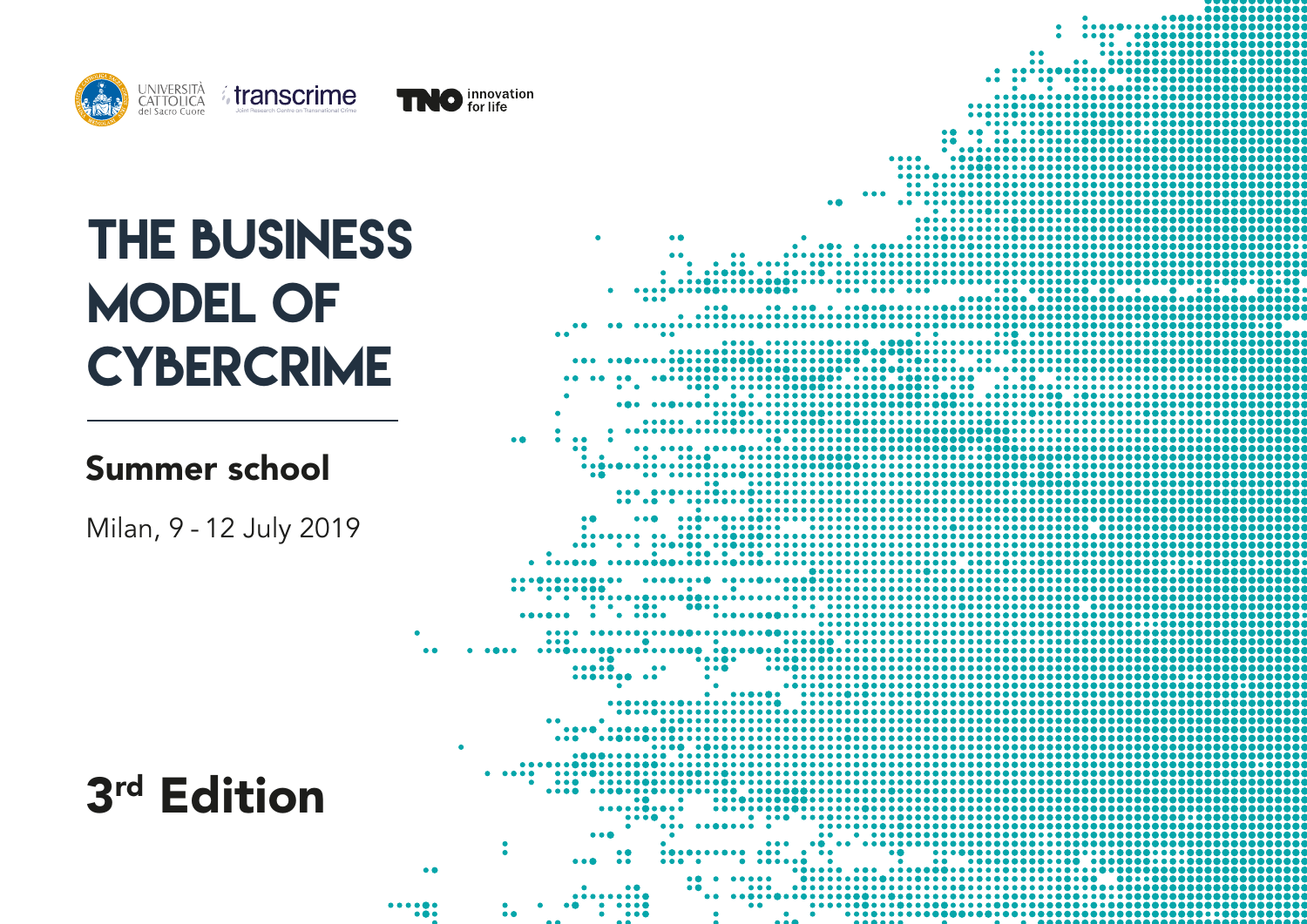UNIVERSITÀ CATTOLICA del Sacro Cuore

transcrime

Joint Research Centre on Transnational Crime

TNO innovation for life

# THE BUSINESS MODEL OF CYBERCRIME

## Summer school

Milan, 9 - 12 July 2019

## 3rd Edition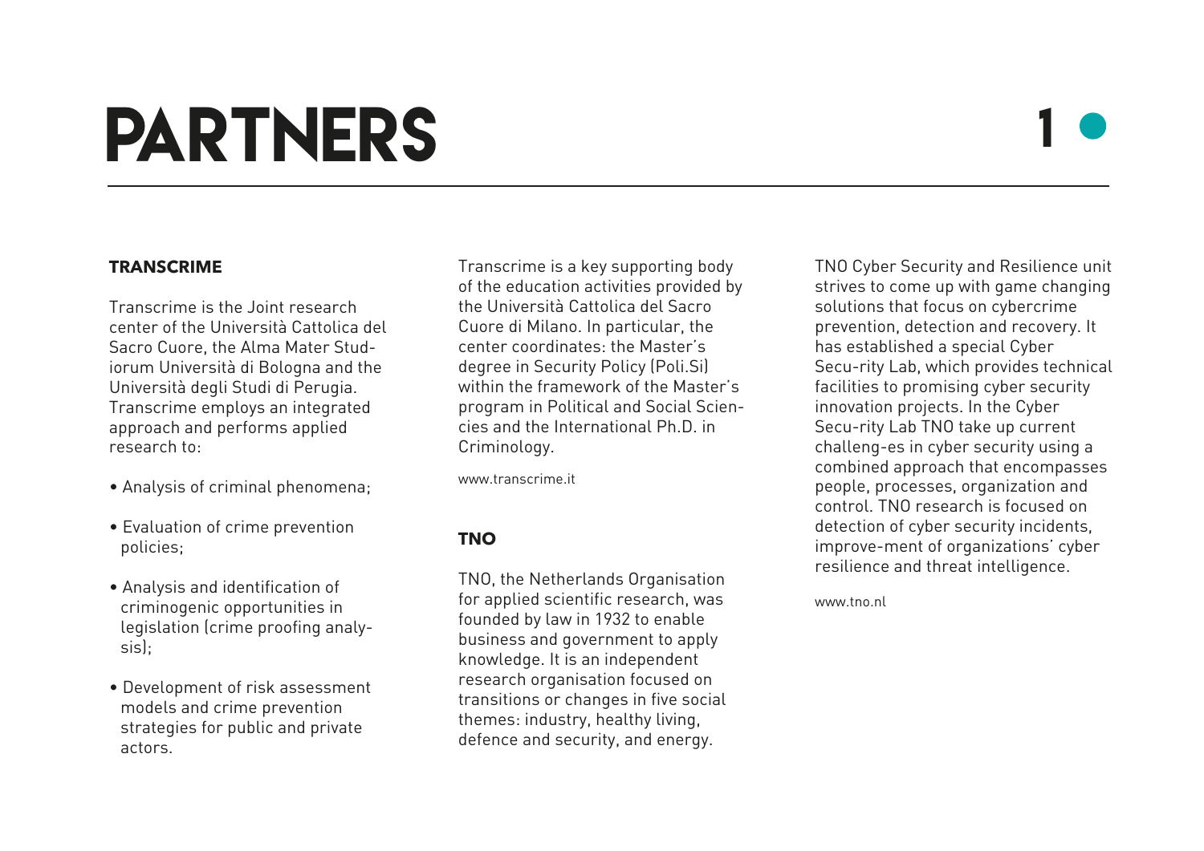# PARTNERS

## TRANSCRIME

Transcrime is the Joint research center of the Università Cattolica del Sacro Cuore, the Alma Mater Studiorum Università di Bologna and the Università degli Studi di Perugia. Transcrime employs an integrated approach and performs applied research to:

- Analysis of criminal phenomena;
- Evaluation of crime prevention policies;
- Analysis and identification of criminogenic opportunities in legislation (crime proofing analysis);
- Development of risk assessment models and crime prevention strategies for public and private actors.

Transcrime is a key supporting body of the education activities provided by the Università Cattolica del Sacro Cuore di Milano. In particular, the center coordinates: the Master's degree in Security Policy (Poli.Si) within the framework of the Master's program in Political and Social Sciencies and the International Ph.D. in Criminology.

www.transcrime.it

## TNO

TNO, the Netherlands Organisation for applied scientific research, was founded by law in 1932 to enable business and government to apply knowledge. It is an independent research organisation focused on transitions or changes in five social themes: industry, healthy living, defence and security, and energy.

TNO Cyber Security and Resilience unit strives to come up with game changing solutions that focus on cybercrime prevention, detection and recovery. It has established a special Cyber Secu-rity Lab, which provides technical facilities to promising cyber security innovation projects. In the Cyber Secu-rity Lab TNO take up current challeng-es in cyber security using a combined approach that encompasses people, processes, organization and control. TNO research is focused on detection of cyber security incidents, improve-ment of organizations' cyber resilience and threat intelligence.

www.tno.nl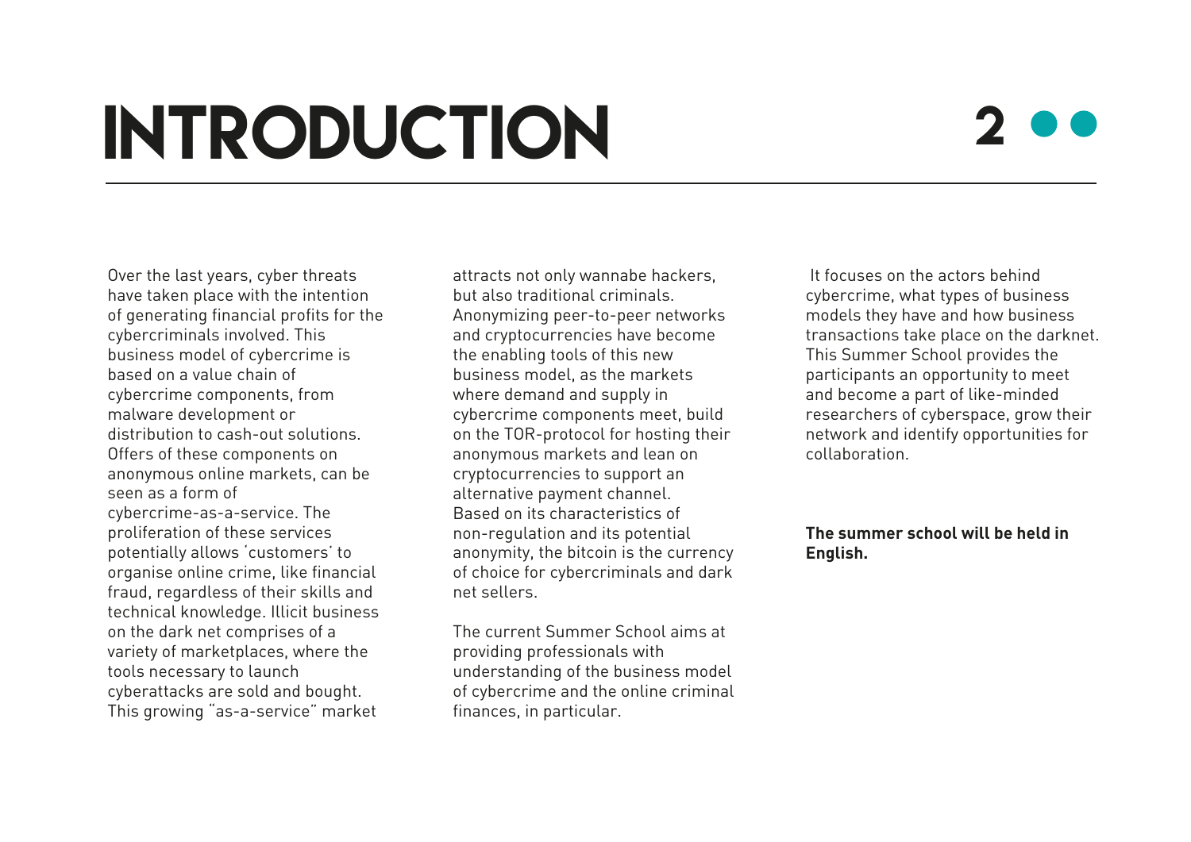# INTRODUCTION

Over the last years, cyber threats have taken place with the intention of generating financial profits for the cybercriminals involved. This business model of cybercrime is based on a value chain of cybercrime components, from malware development or distribution to cash-out solutions. Offers of these components on anonymous online markets, can be seen as a form of cybercrime-as-a-service. The proliferation of these services potentially allows 'customers' to organise online crime, like financial fraud, regardless of their skills and technical knowledge. Illicit business on the dark net comprises of a variety of marketplaces, where the tools necessary to launch cyberattacks are sold and bought. This growing "as-a-service" market attracts not only wannabe hackers, but also traditional criminals. Anonymizing peer-to-peer networks and cryptocurrencies have become the enabling tools of this new business model, as the markets where demand and supply in cybercrime components meet, build on the TOR-protocol for hosting their anonymous markets and lean on cryptocurrencies to support an alternative payment channel. Based on its characteristics of non-regulation and its potential anonymity, the bitcoin is the currency of choice for cybercriminals and dark net sellers.

The current Summer School aims at providing professionals with understanding of the business model of cybercrime and the online criminal finances, in particular. It focuses on the actors behind cybercrime, what types of business models they have and how business transactions take place on the darknet. This Summer School provides the participants an opportunity to meet and become a part of like-minded researchers of cyberspace, grow their network and identify opportunities for collaboration.

**The summer school will be held in English.**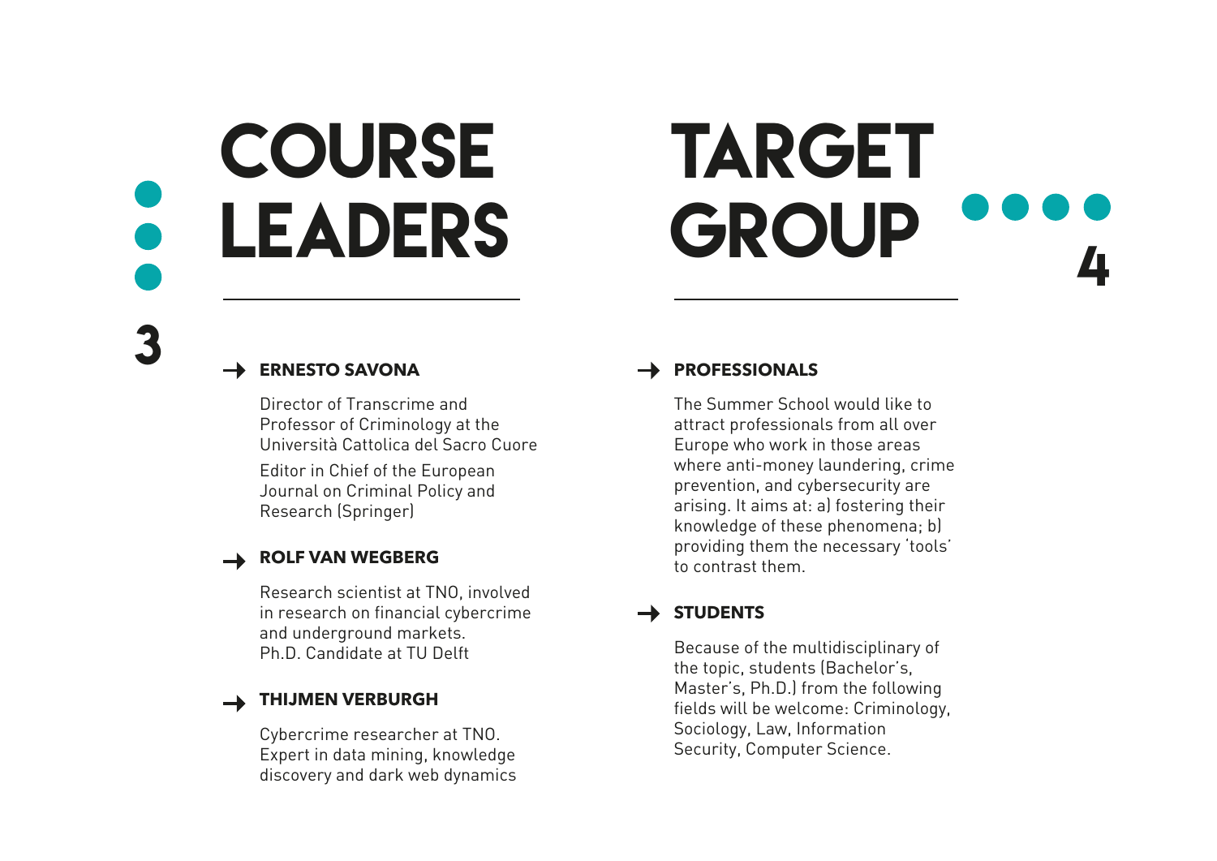# COURSE LEADERS

## 3

### ERNESTO SAVONA

Director of Transcrime and Professor of Criminology at the Università Cattolica del Sacro Cuore

Editor in Chief of the European Journal on Criminal Policy and Research (Springer)

### ROLF VAN WEGBERG

Research scientist at TNO, involved in research on financial cybercrime and underground markets.
Ph.D. Candidate at TU Delft

### THIJMEN VERBURGH

Cybercrime researcher at TNO.
Expert in data mining, knowledge discovery and dark web dynamics

# TARGET GROUP

## 4

### PROFESSIONALS

The Summer School would like to attract professionals from all over Europe who work in those areas where anti-money laundering, crime prevention, and cybersecurity are arising. It aims at: a) fostering their knowledge of these phenomena; b) providing them the necessary 'tools' to contrast them.

### STUDENTS

Because of the multidisciplinary of the topic, students (Bachelor's, Master's, Ph.D.) from the following fields will be welcome: Criminology, Sociology, Law, Information Security, Computer Science.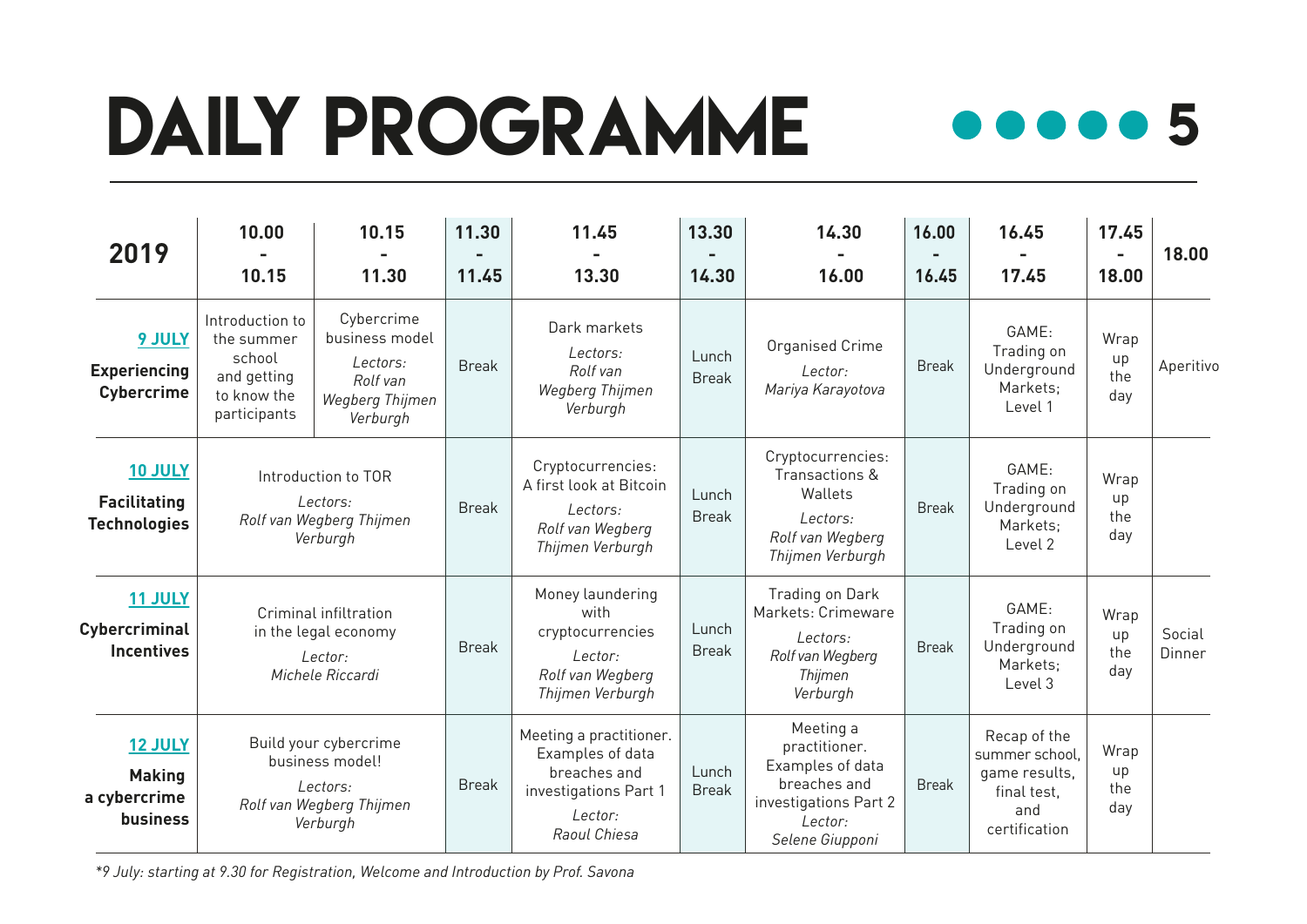# DAILY PROGRAMME

| 2019 | 10.00 - 10.15 | 10.15 - 11.30 | 11.30 - 11.45 | 11.45 - 13.30 | 13.30 - 14.30 | 14.30 - 16.00 | 16.00 - 16.45 | 16.45 - 17.45 | 17.45 - 18.00 | 18.00 |
|---|---|---|---|---|---|---|---|---|---|---|
| **9 JULY** **Experiencing Cybercrime** | Introduction to the summer school and getting to know the participants | Cybercrime business model *Lectors: Rolf van Wegberg Thijmen Verburgh* | Break | Dark markets *Lectors: Rolf van Wegberg Thijmen Verburgh* | Lunch Break | Organised Crime *Lector: Mariya Karayotova* | Break | GAME: Trading on Underground Markets; Level 1 | Wrap up the day | Aperitivo |
| **10 JULY** **Facilitating Technologies** | Introduction to TOR *Lectors: Rolf van Wegberg Thijmen Verburgh* | | Break | Cryptocurrencies: A first look at Bitcoin *Lectors: Rolf van Wegberg Thijmen Verburgh* | Lunch Break | Cryptocurrencies: Transactions & Wallets *Lectors: Rolf van Wegberg Thijmen Verburgh* | Break | GAME: Trading on Underground Markets; Level 2 | Wrap up the day | |
| **11 JULY** **Cybercriminal Incentives** | Criminal infiltration in the legal economy *Lector: Michele Riccardi* | | Break | Money laundering with cryptocurrencies *Lector: Rolf van Wegberg Thijmen Verburgh* | Lunch Break | Trading on Dark Markets: Crimeware *Lectors: Rolf van Wegberg Thijmen Verburgh* | Break | GAME: Trading on Underground Markets; Level 3 | Wrap up the day | Social Dinner |
| **12 JULY** **Making a cybercrime business** | Build your cybercrime business model! *Lectors: Rolf van Wegberg Thijmen Verburgh* | | Break | Meeting a practitioner. Examples of data breaches and investigations Part 1 *Lector: Raoul Chiesa* | Lunch Break | Meeting a practitioner. Examples of data breaches and investigations Part 2 *Lector: Selene Giupponi* | Break | Recap of the summer school, game results, final test, and certification | Wrap up the day | |

*\*9 July: starting at 9.30 for Registration, Welcome and Introduction by Prof. Savona*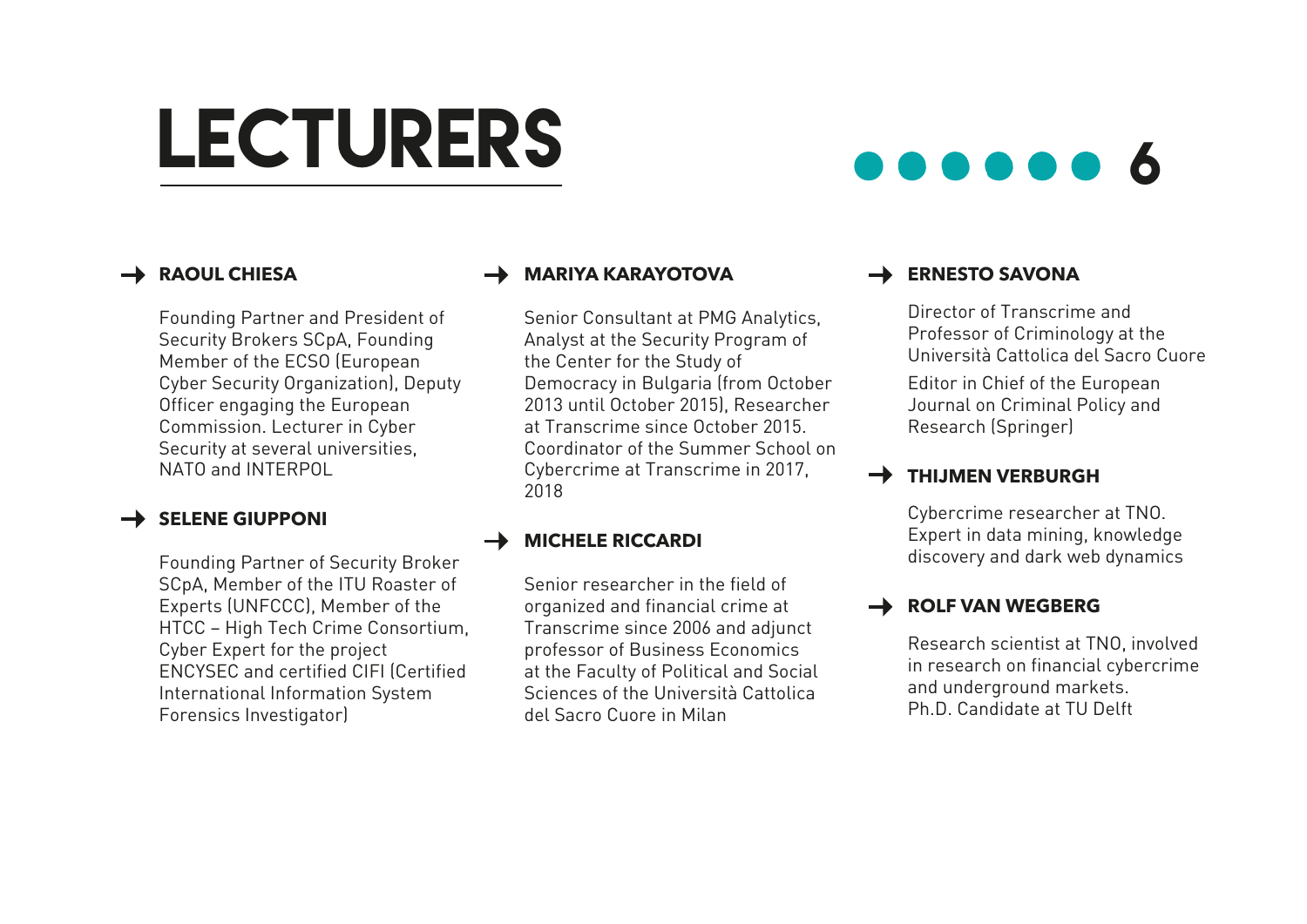# LECTURERS

## RAOUL CHIESA

Founding Partner and President of Security Brokers SCpA, Founding Member of the ECSO (European Cyber Security Organization), Deputy Officer engaging the European Commission. Lecturer in Cyber Security at several universities, NATO and INTERPOL

## SELENE GIUPPONI

Founding Partner of Security Broker SCpA, Member of the ITU Roaster of Experts (UNFCCC), Member of the HTCC – High Tech Crime Consortium, Cyber Expert for the project ENCYSEC and certified CIFI (Certified International Information System Forensics Investigator)

## MARIYA KARAYOTOVA

Senior Consultant at PMG Analytics, Analyst at the Security Program of the Center for the Study of Democracy in Bulgaria (from October 2013 until October 2015), Researcher at Transcrime since October 2015. Coordinator of the Summer School on Cybercrime at Transcrime in 2017, 2018

## MICHELE RICCARDI

Senior researcher in the field of organized and financial crime at Transcrime since 2006 and adjunct professor of Business Economics at the Faculty of Political and Social Sciences of the Università Cattolica del Sacro Cuore in Milan

## ERNESTO SAVONA

Director of Transcrime and Professor of Criminology at the Università Cattolica del Sacro Cuore

Editor in Chief of the European Journal on Criminal Policy and Research (Springer)

## THIJMEN VERBURGH

Cybercrime researcher at TNO. Expert in data mining, knowledge discovery and dark web dynamics

## ROLF VAN WEGBERG

Research scientist at TNO, involved in research on financial cybercrime and underground markets.
Ph.D. Candidate at TU Delft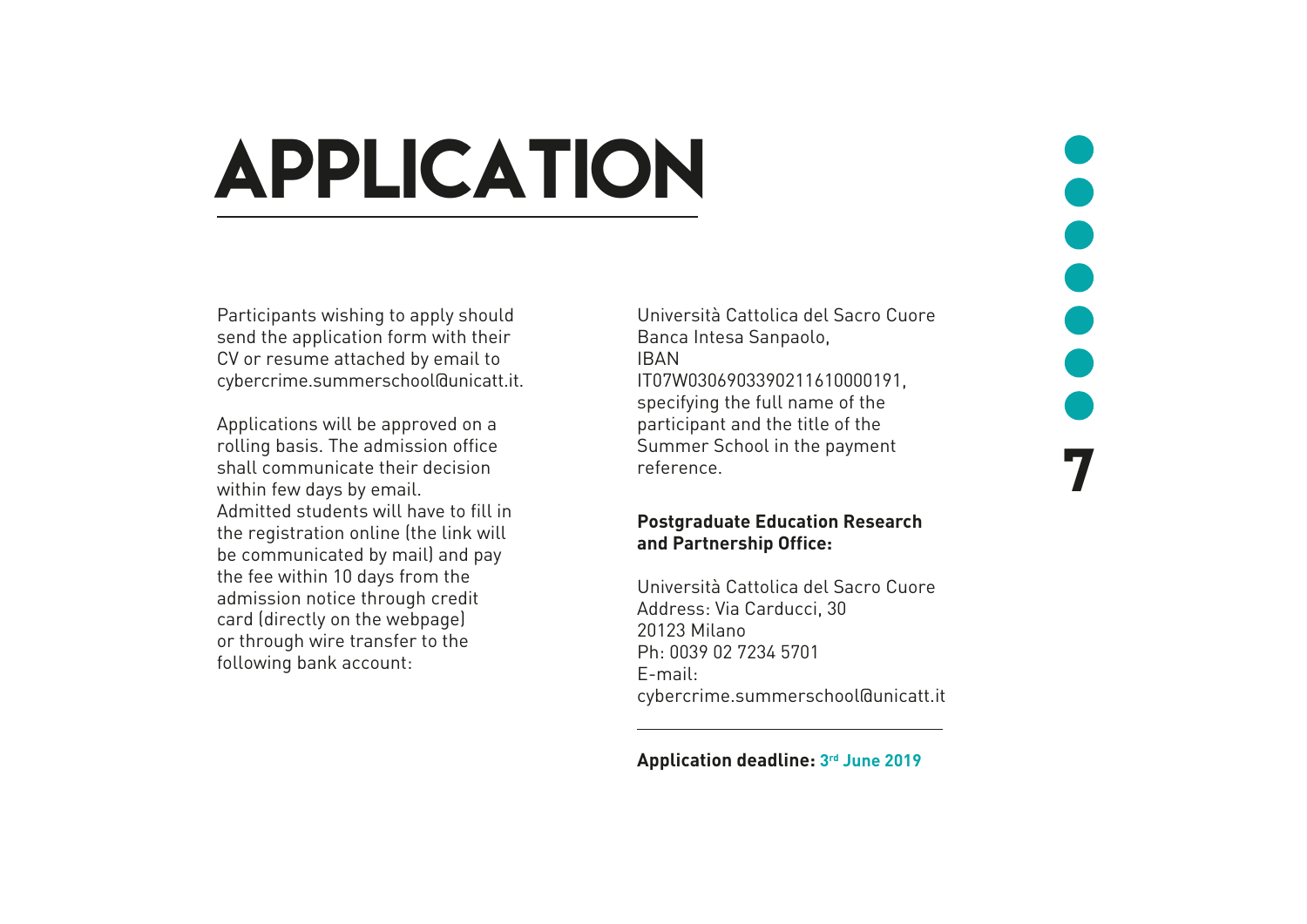# APPLICATION

Participants wishing to apply should send the application form with their CV or resume attached by email to cybercrime.summerschool@unicatt.it.

Applications will be approved on a rolling basis. The admission office shall communicate their decision within few days by email.
Admitted students will have to fill in the registration online (the link will be communicated by mail) and pay the fee within 10 days from the admission notice through credit card (directly on the webpage) or through wire transfer to the following bank account:

Università Cattolica del Sacro Cuore
Banca Intesa Sanpaolo,
IBAN
IT07W0306903390211610000191,
specifying the full name of the participant and the title of the Summer School in the payment reference.

**Postgraduate Education Research and Partnership Office:**

Università Cattolica del Sacro Cuore
Address: Via Carducci, 30
20123 Milano
Ph: 0039 02 7234 5701
E-mail:
cybercrime.summerschool@unicatt.it

---

**Application deadline: 3rd June 2019**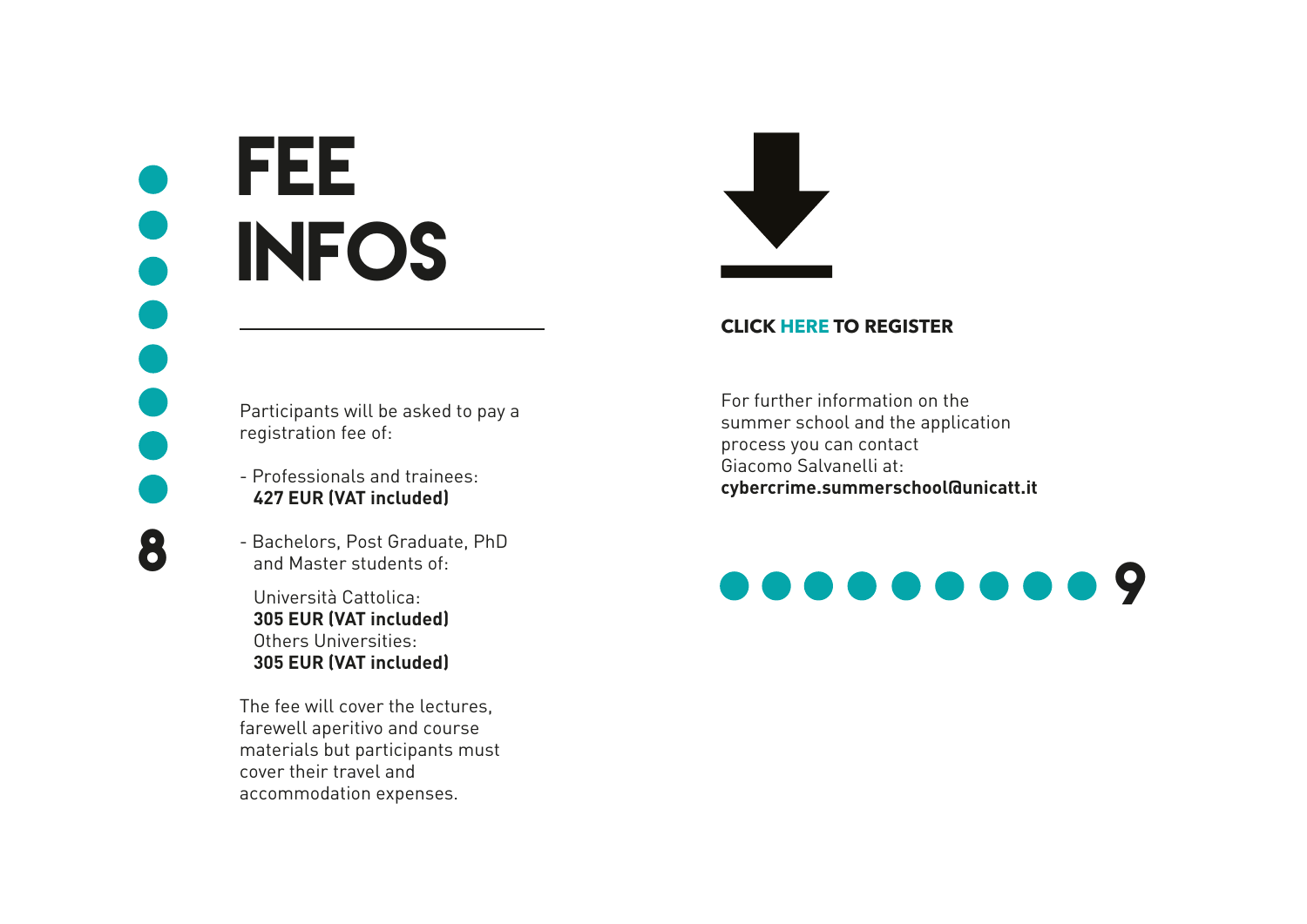# FEE INFOS

Participants will be asked to pay a registration fee of:

- Professionals and trainees:
  **427 EUR (VAT included)**

- Bachelors, Post Graduate, PhD and Master students of:

  Università Cattolica:
  **305 EUR (VAT included)**
  Others Universities:
  **305 EUR (VAT included)**

The fee will cover the lectures, farewell aperitivo and course materials but participants must cover their travel and accommodation expenses.

**CLICK HERE TO REGISTER**

For further information on the summer school and the application process you can contact Giacomo Salvanelli at:
**cybercrime.summerschool@unicatt.it**